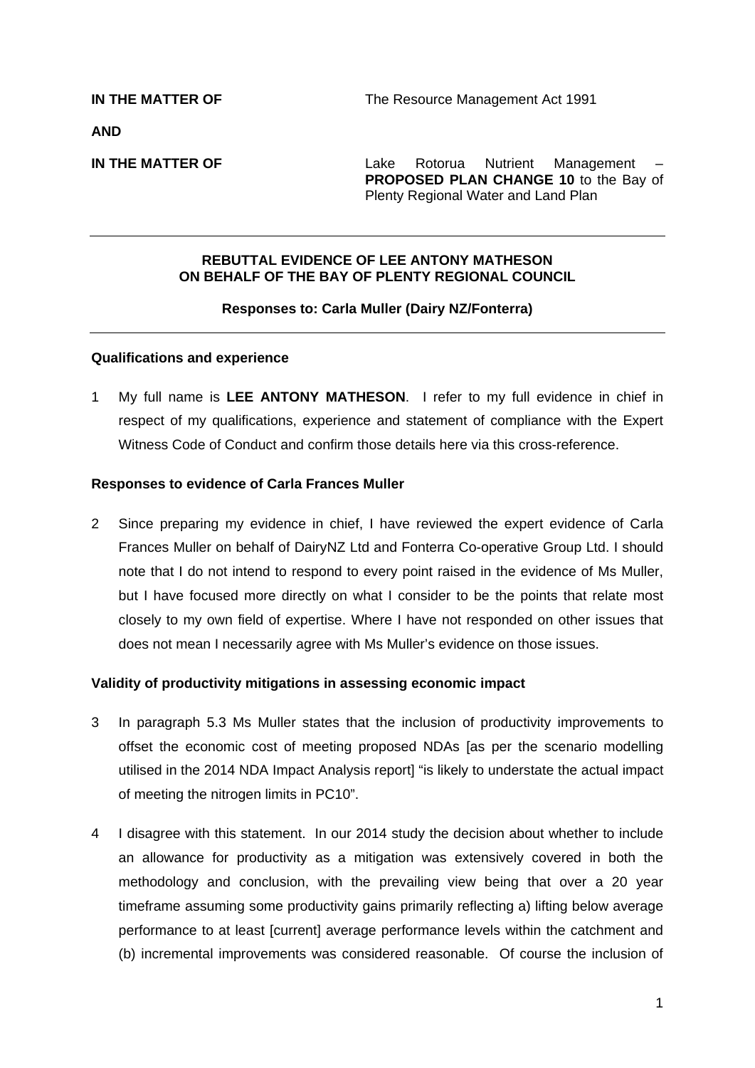**IN THE MATTER OF** The Resource Management Act 1991

**AND**

**IN THE MATTER OF** Lake Rotorua Nutrient Management – **PROPOSED PLAN CHANGE 10** to the Bay of Plenty Regional Water and Land Plan

---

**REBUTTAL EVIDENCE OF LEE ANTONY MATHESON ON BEHALF OF THE BAY OF PLENTY REGIONAL COUNCIL**

**Responses to: Carla Muller (Dairy NZ/Fonterra)**

---

### Qualifications and experience

1 My full name is **LEE ANTONY MATHESON**. I refer to my full evidence in chief in respect of my qualifications, experience and statement of compliance with the Expert Witness Code of Conduct and confirm those details here via this cross-reference.

### Responses to evidence of Carla Frances Muller

2 Since preparing my evidence in chief, I have reviewed the expert evidence of Carla Frances Muller on behalf of DairyNZ Ltd and Fonterra Co-operative Group Ltd. I should note that I do not intend to respond to every point raised in the evidence of Ms Muller, but I have focused more directly on what I consider to be the points that relate most closely to my own field of expertise. Where I have not responded on other issues that does not mean I necessarily agree with Ms Muller's evidence on those issues.

### Validity of productivity mitigations in assessing economic impact

3 In paragraph 5.3 Ms Muller states that the inclusion of productivity improvements to offset the economic cost of meeting proposed NDAs [as per the scenario modelling utilised in the 2014 NDA Impact Analysis report] "is likely to understate the actual impact of meeting the nitrogen limits in PC10".

4 I disagree with this statement. In our 2014 study the decision about whether to include an allowance for productivity as a mitigation was extensively covered in both the methodology and conclusion, with the prevailing view being that over a 20 year timeframe assuming some productivity gains primarily reflecting a) lifting below average performance to at least [current] average performance levels within the catchment and (b) incremental improvements was considered reasonable. Of course the inclusion of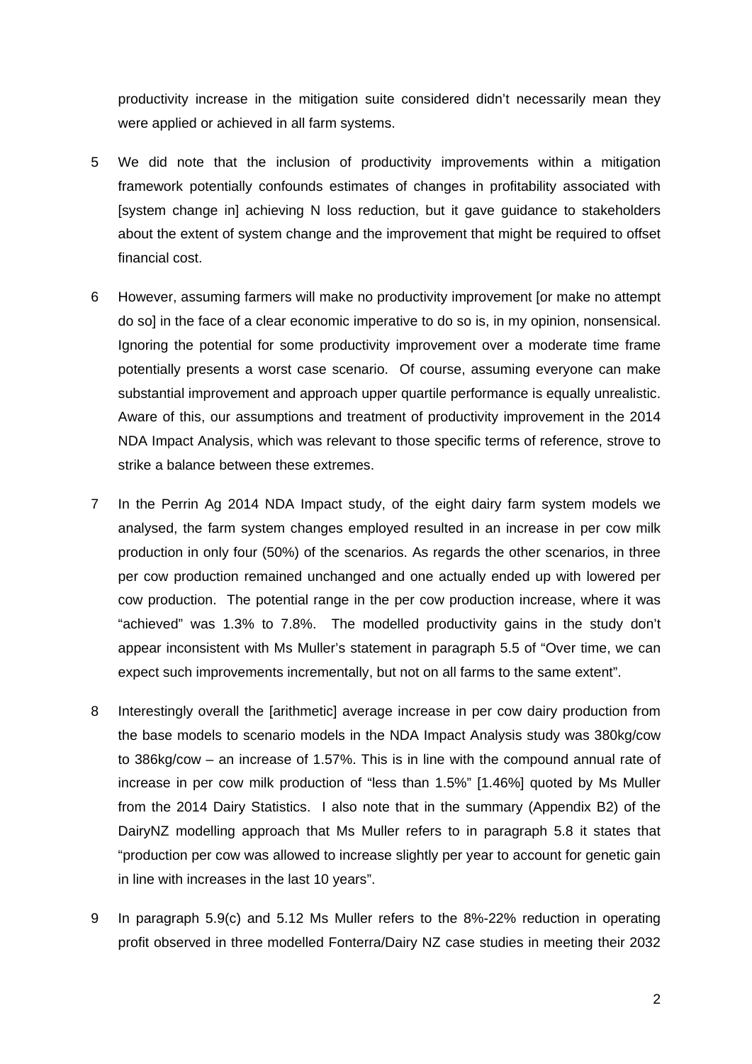productivity increase in the mitigation suite considered didn't necessarily mean they were applied or achieved in all farm systems.

5 We did note that the inclusion of productivity improvements within a mitigation framework potentially confounds estimates of changes in profitability associated with [system change in] achieving N loss reduction, but it gave guidance to stakeholders about the extent of system change and the improvement that might be required to offset financial cost.

6 However, assuming farmers will make no productivity improvement [or make no attempt do so] in the face of a clear economic imperative to do so is, in my opinion, nonsensical. Ignoring the potential for some productivity improvement over a moderate time frame potentially presents a worst case scenario. Of course, assuming everyone can make substantial improvement and approach upper quartile performance is equally unrealistic. Aware of this, our assumptions and treatment of productivity improvement in the 2014 NDA Impact Analysis, which was relevant to those specific terms of reference, strove to strike a balance between these extremes.

7 In the Perrin Ag 2014 NDA Impact study, of the eight dairy farm system models we analysed, the farm system changes employed resulted in an increase in per cow milk production in only four (50%) of the scenarios. As regards the other scenarios, in three per cow production remained unchanged and one actually ended up with lowered per cow production. The potential range in the per cow production increase, where it was "achieved" was 1.3% to 7.8%. The modelled productivity gains in the study don't appear inconsistent with Ms Muller's statement in paragraph 5.5 of "Over time, we can expect such improvements incrementally, but not on all farms to the same extent".

8 Interestingly overall the [arithmetic] average increase in per cow dairy production from the base models to scenario models in the NDA Impact Analysis study was 380kg/cow to 386kg/cow – an increase of 1.57%. This is in line with the compound annual rate of increase in per cow milk production of "less than 1.5%" [1.46%] quoted by Ms Muller from the 2014 Dairy Statistics. I also note that in the summary (Appendix B2) of the DairyNZ modelling approach that Ms Muller refers to in paragraph 5.8 it states that "production per cow was allowed to increase slightly per year to account for genetic gain in line with increases in the last 10 years".

9 In paragraph 5.9(c) and 5.12 Ms Muller refers to the 8%-22% reduction in operating profit observed in three modelled Fonterra/Dairy NZ case studies in meeting their 2032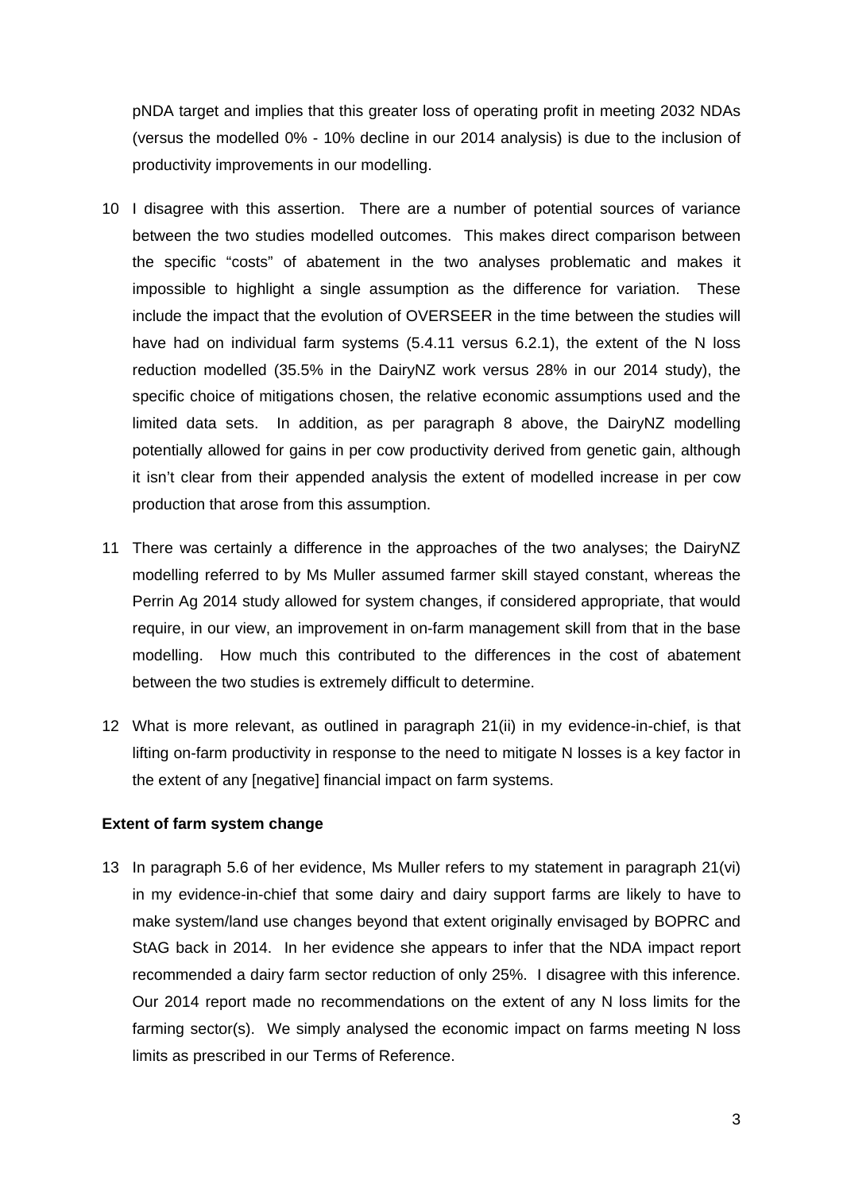pNDA target and implies that this greater loss of operating profit in meeting 2032 NDAs (versus the modelled 0% - 10% decline in our 2014 analysis) is due to the inclusion of productivity improvements in our modelling.

10 I disagree with this assertion. There are a number of potential sources of variance between the two studies modelled outcomes. This makes direct comparison between the specific "costs" of abatement in the two analyses problematic and makes it impossible to highlight a single assumption as the difference for variation. These include the impact that the evolution of OVERSEER in the time between the studies will have had on individual farm systems (5.4.11 versus 6.2.1), the extent of the N loss reduction modelled (35.5% in the DairyNZ work versus 28% in our 2014 study), the specific choice of mitigations chosen, the relative economic assumptions used and the limited data sets. In addition, as per paragraph 8 above, the DairyNZ modelling potentially allowed for gains in per cow productivity derived from genetic gain, although it isn't clear from their appended analysis the extent of modelled increase in per cow production that arose from this assumption.

11 There was certainly a difference in the approaches of the two analyses; the DairyNZ modelling referred to by Ms Muller assumed farmer skill stayed constant, whereas the Perrin Ag 2014 study allowed for system changes, if considered appropriate, that would require, in our view, an improvement in on-farm management skill from that in the base modelling. How much this contributed to the differences in the cost of abatement between the two studies is extremely difficult to determine.

12 What is more relevant, as outlined in paragraph 21(ii) in my evidence-in-chief, is that lifting on-farm productivity in response to the need to mitigate N losses is a key factor in the extent of any [negative] financial impact on farm systems.

**Extent of farm system change**

13 In paragraph 5.6 of her evidence, Ms Muller refers to my statement in paragraph 21(vi) in my evidence-in-chief that some dairy and dairy support farms are likely to have to make system/land use changes beyond that extent originally envisaged by BOPRC and StAG back in 2014. In her evidence she appears to infer that the NDA impact report recommended a dairy farm sector reduction of only 25%. I disagree with this inference. Our 2014 report made no recommendations on the extent of any N loss limits for the farming sector(s). We simply analysed the economic impact on farms meeting N loss limits as prescribed in our Terms of Reference.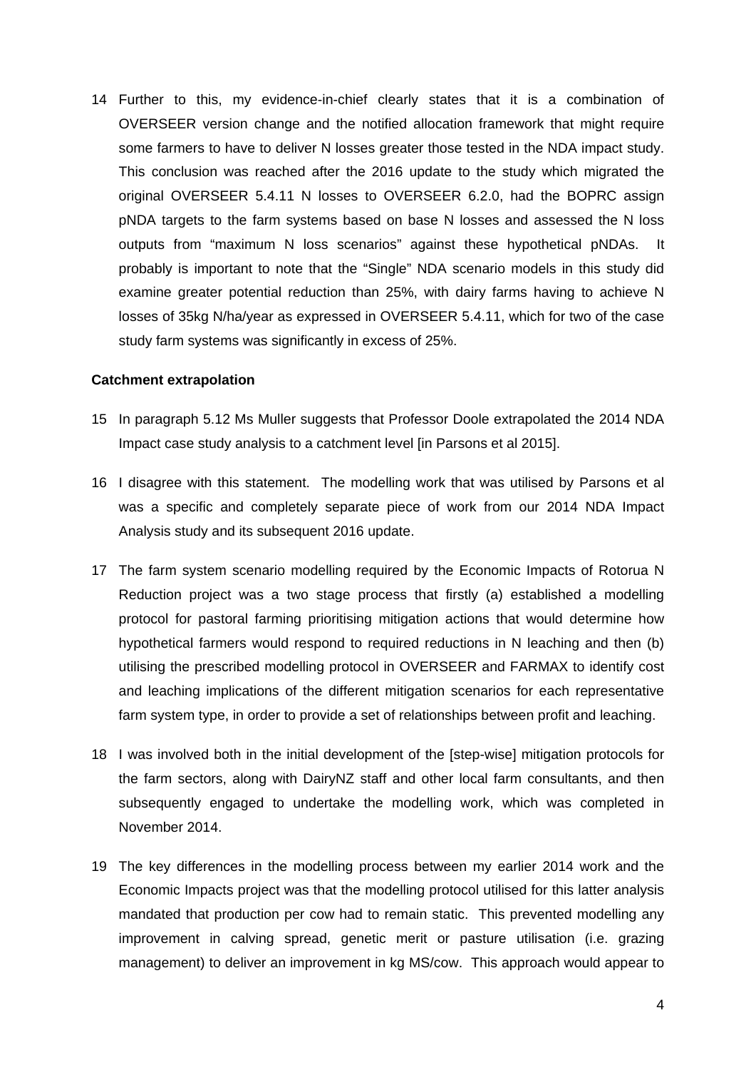14 Further to this, my evidence-in-chief clearly states that it is a combination of OVERSEER version change and the notified allocation framework that might require some farmers to have to deliver N losses greater those tested in the NDA impact study. This conclusion was reached after the 2016 update to the study which migrated the original OVERSEER 5.4.11 N losses to OVERSEER 6.2.0, had the BOPRC assign pNDA targets to the farm systems based on base N losses and assessed the N loss outputs from "maximum N loss scenarios" against these hypothetical pNDAs. It probably is important to note that the "Single" NDA scenario models in this study did examine greater potential reduction than 25%, with dairy farms having to achieve N losses of 35kg N/ha/year as expressed in OVERSEER 5.4.11, which for two of the case study farm systems was significantly in excess of 25%.

**Catchment extrapolation**

15 In paragraph 5.12 Ms Muller suggests that Professor Doole extrapolated the 2014 NDA Impact case study analysis to a catchment level [in Parsons et al 2015].

16 I disagree with this statement. The modelling work that was utilised by Parsons et al was a specific and completely separate piece of work from our 2014 NDA Impact Analysis study and its subsequent 2016 update.

17 The farm system scenario modelling required by the Economic Impacts of Rotorua N Reduction project was a two stage process that firstly (a) established a modelling protocol for pastoral farming prioritising mitigation actions that would determine how hypothetical farmers would respond to required reductions in N leaching and then (b) utilising the prescribed modelling protocol in OVERSEER and FARMAX to identify cost and leaching implications of the different mitigation scenarios for each representative farm system type, in order to provide a set of relationships between profit and leaching.

18 I was involved both in the initial development of the [step-wise] mitigation protocols for the farm sectors, along with DairyNZ staff and other local farm consultants, and then subsequently engaged to undertake the modelling work, which was completed in November 2014.

19 The key differences in the modelling process between my earlier 2014 work and the Economic Impacts project was that the modelling protocol utilised for this latter analysis mandated that production per cow had to remain static. This prevented modelling any improvement in calving spread, genetic merit or pasture utilisation (i.e. grazing management) to deliver an improvement in kg MS/cow. This approach would appear to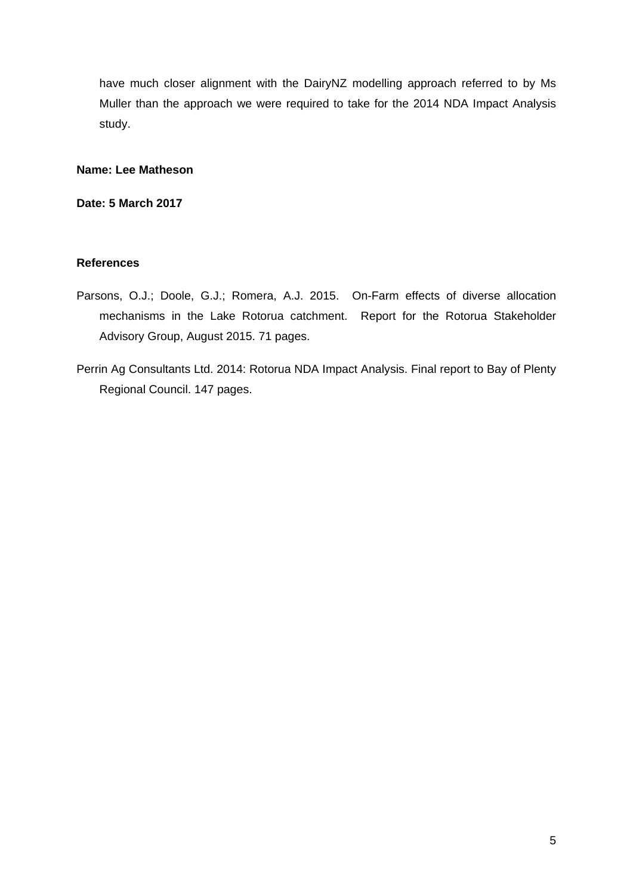have much closer alignment with the DairyNZ modelling approach referred to by Ms Muller than the approach we were required to take for the 2014 NDA Impact Analysis study.

**Name: Lee Matheson**

**Date: 5 March 2017**

**References**

Parsons, O.J.; Doole, G.J.; Romera, A.J. 2015. On-Farm effects of diverse allocation mechanisms in the Lake Rotorua catchment. Report for the Rotorua Stakeholder Advisory Group, August 2015. 71 pages.

Perrin Ag Consultants Ltd. 2014: Rotorua NDA Impact Analysis. Final report to Bay of Plenty Regional Council. 147 pages.